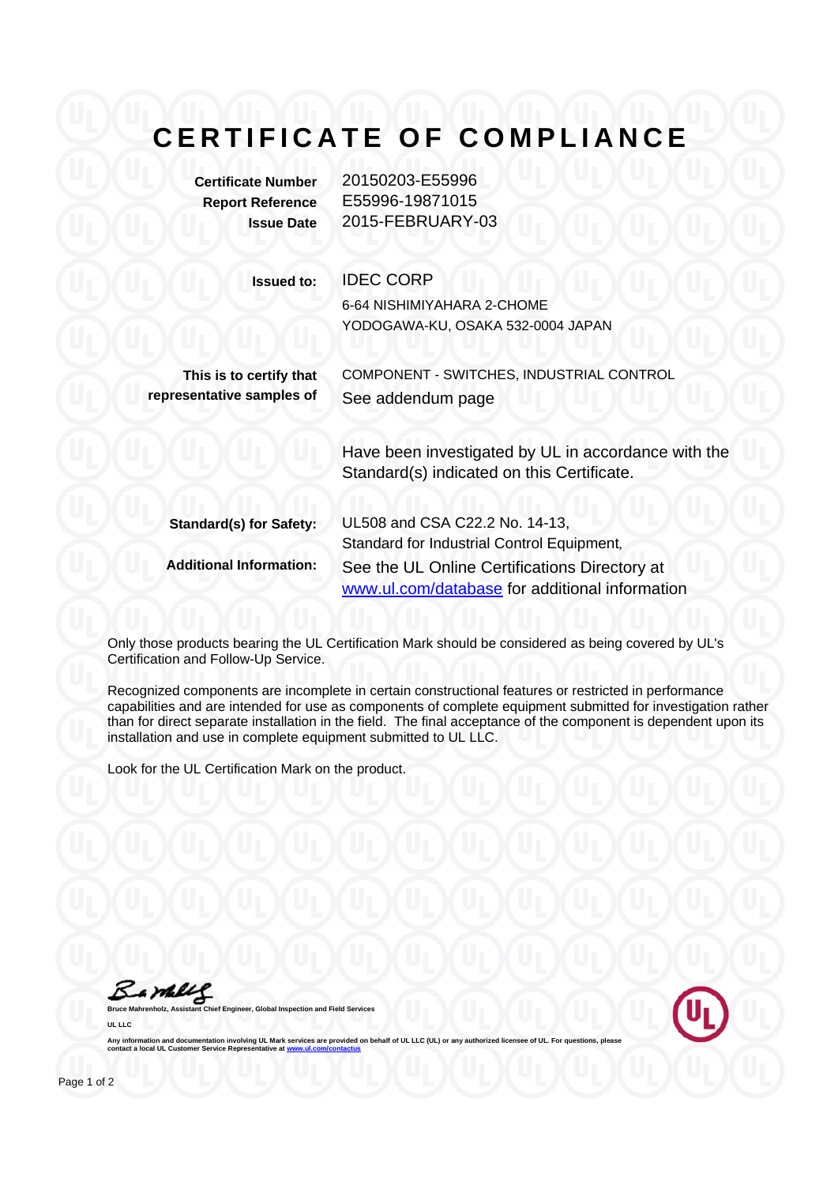# CERTIFICATE OF COMPLIANCE

**Certificate Number** 20150203-E55996
**Report Reference** E55996-19871015
**Issue Date** 2015-FEBRUARY-03

**Issued to:** IDEC CORP
6-64 NISHIMIYAHARA 2-CHOME
YODOGAWA-KU, OSAKA 532-0004 JAPAN

**This is to certify that representative samples of** COMPONENT - SWITCHES, INDUSTRIAL CONTROL
See addendum page

Have been investigated by UL in accordance with the Standard(s) indicated on this Certificate.

**Standard(s) for Safety:** UL508 and CSA C22.2 No. 14-13,
Standard for Industrial Control Equipment,

**Additional Information:** See the UL Online Certifications Directory at [www.ul.com/database](www.ul.com/database) for additional information

Only those products bearing the UL Certification Mark should be considered as being covered by UL's Certification and Follow-Up Service.

Recognized components are incomplete in certain constructional features or restricted in performance capabilities and are intended for use as components of complete equipment submitted for investigation rather than for direct separate installation in the field. The final acceptance of the component is dependent upon its installation and use in complete equipment submitted to UL LLC.

Look for the UL Certification Mark on the product.

**Bruce Mahrenholz, Assistant Chief Engineer, Global Inspection and Field Services**

**UL LLC**

**Any information and documentation involving UL Mark services are provided on behalf of UL LLC (UL) or any authorized licensee of UL. For questions, please contact a local UL Customer Service Representative at [www.ul.com/contactus](www.ul.com/contactus)**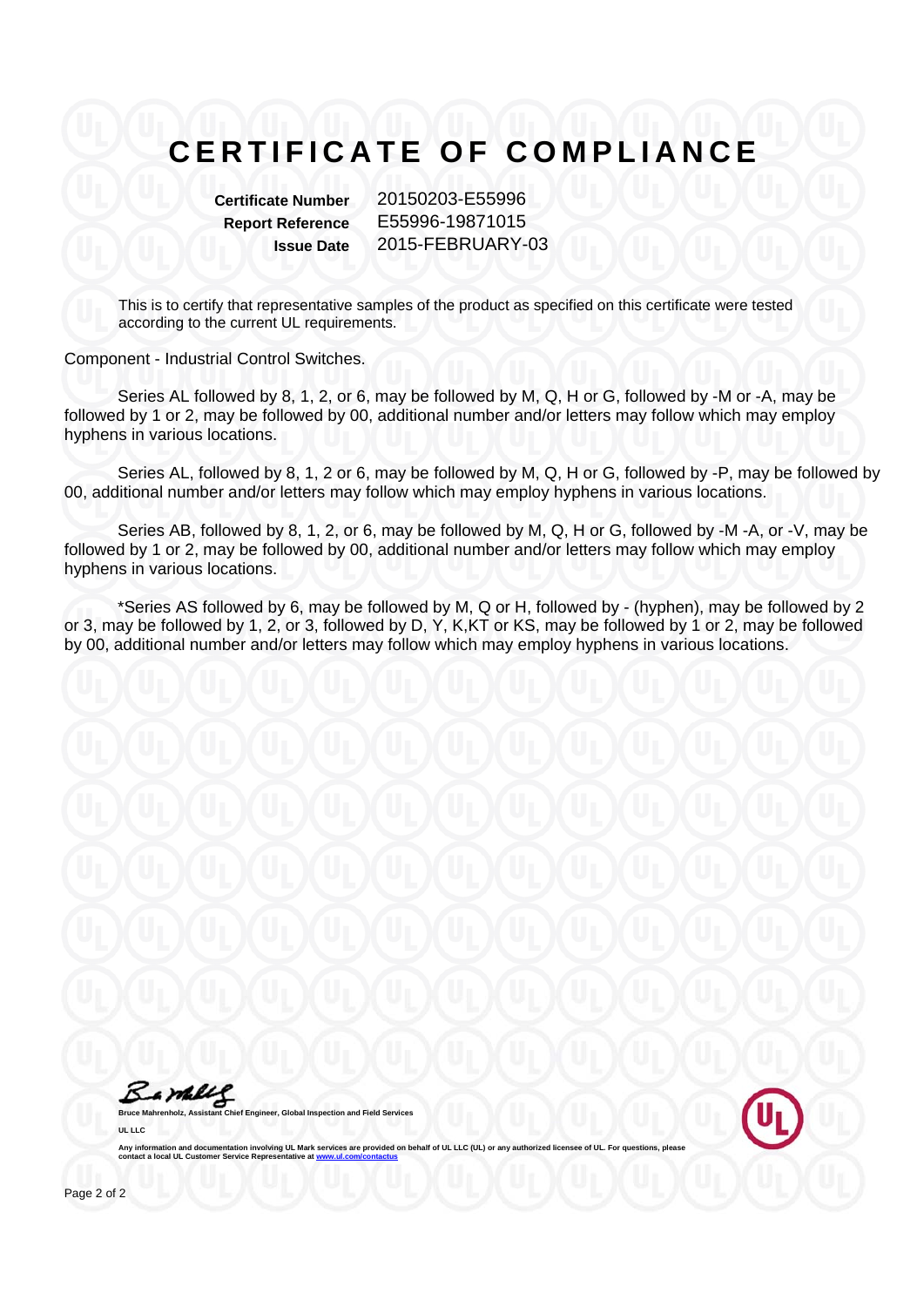# CERTIFICATE OF COMPLIANCE

**Certificate Number** 20150203-E55996
**Report Reference** E55996-19871015
**Issue Date** 2015-FEBRUARY-03

This is to certify that representative samples of the product as specified on this certificate were tested according to the current UL requirements.

Component - Industrial Control Switches.

Series AL followed by 8, 1, 2, or 6, may be followed by M, Q, H or G, followed by -M or -A, may be followed by 1 or 2, may be followed by 00, additional number and/or letters may follow which may employ hyphens in various locations.

Series AL, followed by 8, 1, 2 or 6, may be followed by M, Q, H or G, followed by -P, may be followed by 00, additional number and/or letters may follow which may employ hyphens in various locations.

Series AB, followed by 8, 1, 2, or 6, may be followed by M, Q, H or G, followed by -M -A, or -V, may be followed by 1 or 2, may be followed by 00, additional number and/or letters may follow which may employ hyphens in various locations.

*Series AS followed by 6, may be followed by M, Q or H, followed by - (hyphen), may be followed by 2 or 3, may be followed by 1, 2, or 3, followed by D, Y, K,KT or KS, may be followed by 1 or 2, may be followed by 00, additional number and/or letters may follow which may employ hyphens in various locations.

**Bruce Mahrenholz, Assistant Chief Engineer, Global Inspection and Field Services**

**UL LLC**

**Any information and documentation involving UL Mark services are provided on behalf of UL LLC (UL) or any authorized licensee of UL. For questions, please contact a local UL Customer Service Representative at www.ul.com/contactus**